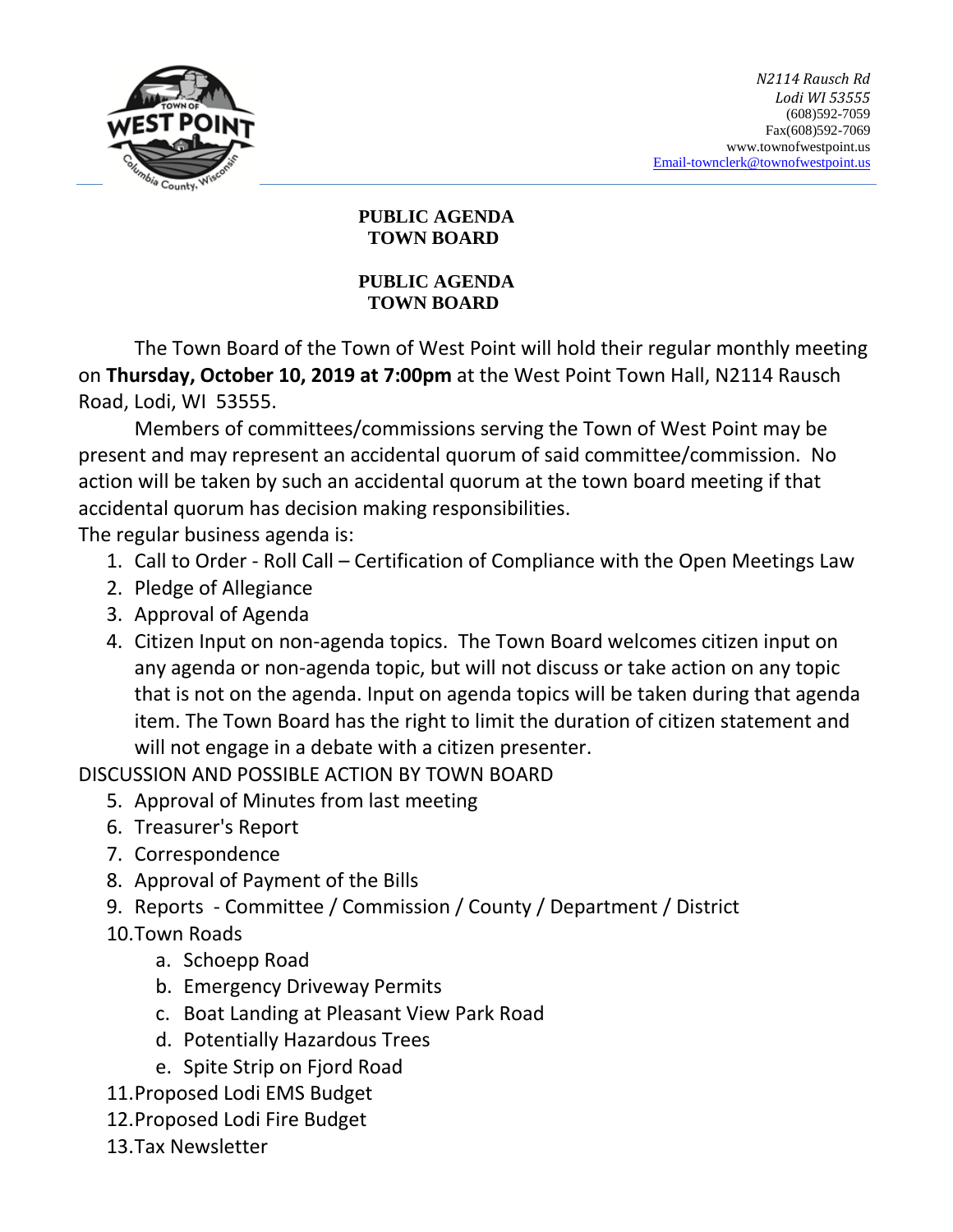N2114 Rausch Rd
Lodi WI 53555
(608)592-7059
Fax(608)592-7069
www.townofwestpoint.us
Email-townclerk@townofwestpoint.us

**PUBLIC AGENDA**
**TOWN BOARD**

**PUBLIC AGENDA**
**TOWN BOARD**

The Town Board of the Town of West Point will hold their regular monthly meeting on **Thursday, October 10, 2019 at 7:00pm** at the West Point Town Hall, N2114 Rausch Road, Lodi, WI 53555.

Members of committees/commissions serving the Town of West Point may be present and may represent an accidental quorum of said committee/commission. No action will be taken by such an accidental quorum at the town board meeting if that accidental quorum has decision making responsibilities.

The regular business agenda is:

1. Call to Order - Roll Call – Certification of Compliance with the Open Meetings Law
2. Pledge of Allegiance
3. Approval of Agenda
4. Citizen Input on non-agenda topics. The Town Board welcomes citizen input on any agenda or non-agenda topic, but will not discuss or take action on any topic that is not on the agenda. Input on agenda topics will be taken during that agenda item. The Town Board has the right to limit the duration of citizen statement and will not engage in a debate with a citizen presenter.

DISCUSSION AND POSSIBLE ACTION BY TOWN BOARD

5. Approval of Minutes from last meeting
6. Treasurer's Report
7. Correspondence
8. Approval of Payment of the Bills
9. Reports - Committee / Commission / County / Department / District
10. Town Roads
    a. Schoepp Road
    b. Emergency Driveway Permits
    c. Boat Landing at Pleasant View Park Road
    d. Potentially Hazardous Trees
    e. Spite Strip on Fjord Road
11. Proposed Lodi EMS Budget
12. Proposed Lodi Fire Budget
13. Tax Newsletter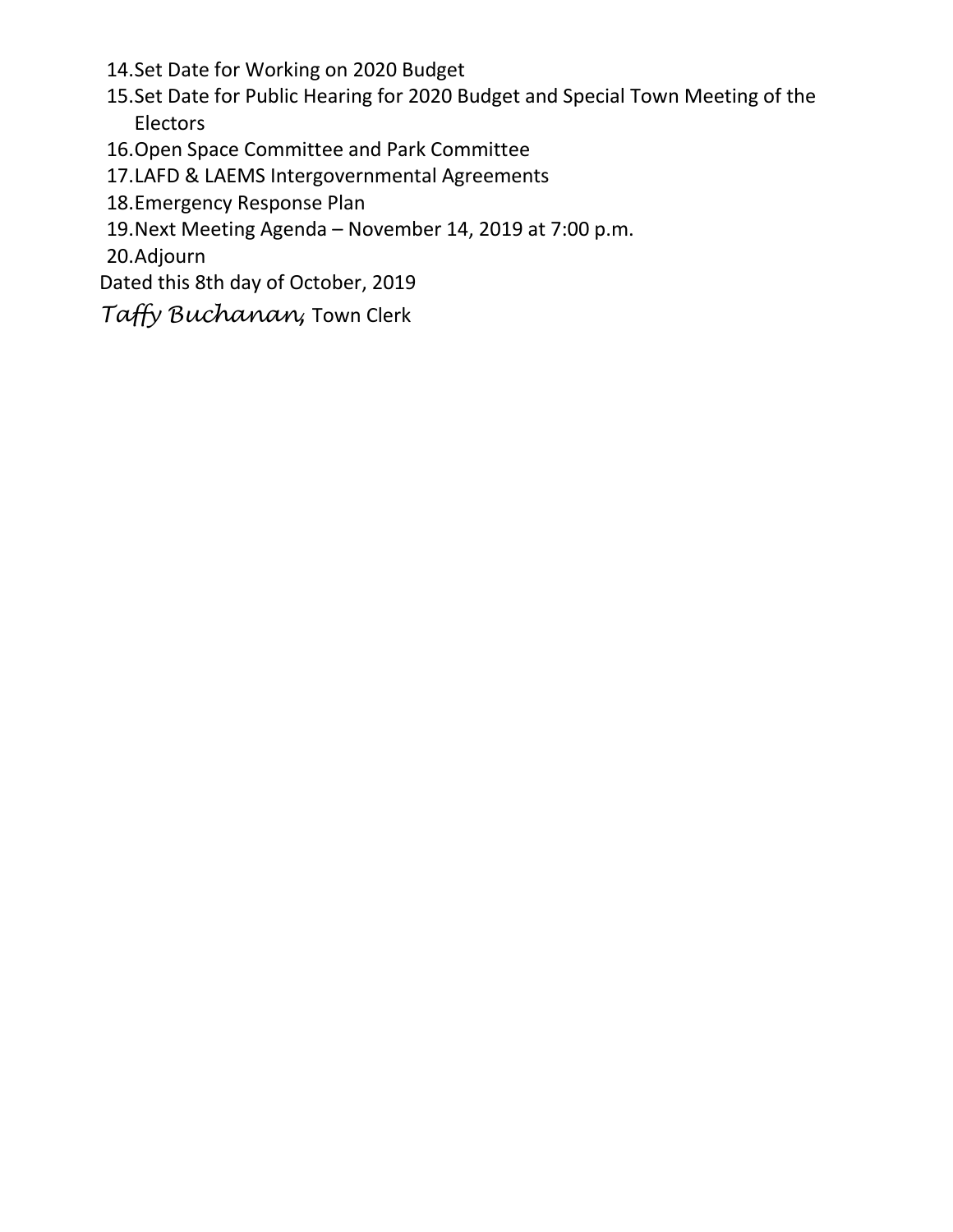14. Set Date for Working on 2020 Budget
15. Set Date for Public Hearing for 2020 Budget and Special Town Meeting of the Electors
16. Open Space Committee and Park Committee
17. LAFD & LAEMS Intergovernmental Agreements
18. Emergency Response Plan
19. Next Meeting Agenda – November 14, 2019 at 7:00 p.m.
20. Adjourn

Dated this 8th day of October, 2019

*Taffy Buchanan*, Town Clerk